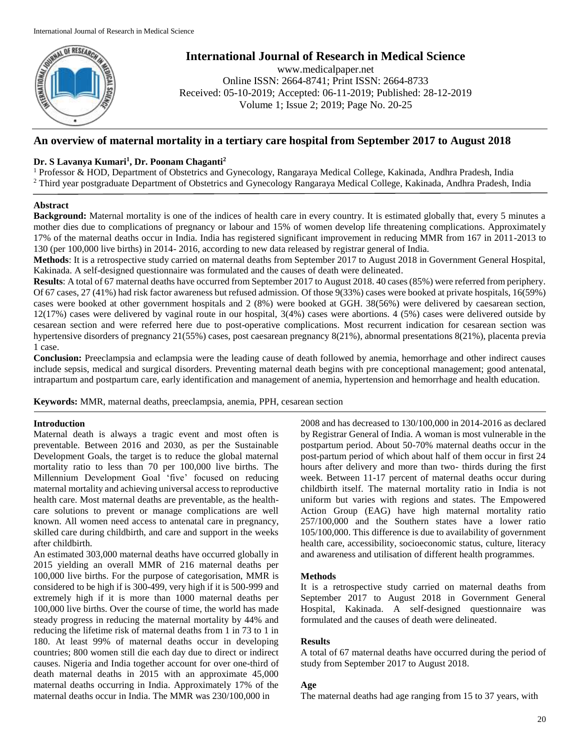# International Journal of Research in Medical Science

www.medicalpaper.net
Online ISSN: 2664-8741; Print ISSN: 2664-8733
Received: 05-10-2019; Accepted: 06-11-2019; Published: 28-12-2019
Volume 1; Issue 2; 2019; Page No. 20-25

## An overview of maternal mortality in a tertiary care hospital from September 2017 to August 2018

**Dr. S Lavanya Kumari[1], Dr. Poonam Chaganti[2]**

[1] Professor & HOD, Department of Obstetrics and Gynecology, Rangaraya Medical College, Kakinada, Andhra Pradesh, India
[2] Third year postgraduate Department of Obstetrics and Gynecology Rangaraya Medical College, Kakinada, Andhra Pradesh, India

### Abstract

**Background:** Maternal mortality is one of the indices of health care in every country. It is estimated globally that, every 5 minutes a mother dies due to complications of pregnancy or labour and 15% of women develop life threatening complications. Approximately 17% of the maternal deaths occur in India. India has registered significant improvement in reducing MMR from 167 in 2011-2013 to 130 (per 100,000 live births) in 2014- 2016, according to new data released by registrar general of India.

**Methods**: It is a retrospective study carried on maternal deaths from September 2017 to August 2018 in Government General Hospital, Kakinada. A self-designed questionnaire was formulated and the causes of death were delineated.

**Results**: A total of 67 maternal deaths have occurred from September 2017 to August 2018. 40 cases (85%) were referred from periphery. Of 67 cases, 27 (41%) had risk factor awareness but refused admission. Of those 9(33%) cases were booked at private hospitals, 16(59%) cases were booked at other government hospitals and 2 (8%) were booked at GGH. 38(56%) were delivered by caesarean section, 12(17%) cases were delivered by vaginal route in our hospital, 3(4%) cases were abortions. 4 (5%) cases were delivered outside by cesarean section and were referred here due to post-operative complications. Most recurrent indication for cesarean section was hypertensive disorders of pregnancy 21(55%) cases, post caesarean pregnancy 8(21%), abnormal presentations 8(21%), placenta previa 1 case.

**Conclusion:** Preeclampsia and eclampsia were the leading cause of death followed by anemia, hemorrhage and other indirect causes include sepsis, medical and surgical disorders. Preventing maternal death begins with pre conceptional management; good antenatal, intrapartum and postpartum care, early identification and management of anemia, hypertension and hemorrhage and health education.

**Keywords:** MMR, maternal deaths, preeclampsia, anemia, PPH, cesarean section

### Introduction

Maternal death is always a tragic event and most often is preventable. Between 2016 and 2030, as per the Sustainable Development Goals, the target is to reduce the global maternal mortality ratio to less than 70 per 100,000 live births. The Millennium Development Goal 'five' focused on reducing maternal mortality and achieving universal access to reproductive health care. Most maternal deaths are preventable, as the health-care solutions to prevent or manage complications are well known. All women need access to antenatal care in pregnancy, skilled care during childbirth, and care and support in the weeks after childbirth.

An estimated 303,000 maternal deaths have occurred globally in 2015 yielding an overall MMR of 216 maternal deaths per 100,000 live births. For the purpose of categorisation, MMR is considered to be high if is 300-499, very high if it is 500-999 and extremely high if it is more than 1000 maternal deaths per 100,000 live births. Over the course of time, the world has made steady progress in reducing the maternal mortality by 44% and reducing the lifetime risk of maternal deaths from 1 in 73 to 1 in 180. At least 99% of maternal deaths occur in developing countries; 800 women still die each day due to direct or indirect causes. Nigeria and India together account for over one-third of death maternal deaths in 2015 with an approximate 45,000 maternal deaths occurring in India. Approximately 17% of the maternal deaths occur in India. The MMR was 230/100,000 in 2008 and has decreased to 130/100,000 in 2014-2016 as declared by Registrar General of India. A woman is most vulnerable in the postpartum period. About 50-70% maternal deaths occur in the post-partum period of which about half of them occur in first 24 hours after delivery and more than two- thirds during the first week. Between 11-17 percent of maternal deaths occur during childbirth itself. The maternal mortality ratio in India is not uniform but varies with regions and states. The Empowered Action Group (EAG) have high maternal mortality ratio 257/100,000 and the Southern states have a lower ratio 105/100,000. This difference is due to availability of government health care, accessibility, socioeconomic status, culture, literacy and awareness and utilisation of different health programmes.

### Methods

It is a retrospective study carried on maternal deaths from September 2017 to August 2018 in Government General Hospital, Kakinada. A self-designed questionnaire was formulated and the causes of death were delineated.

### Results

A total of 67 maternal deaths have occurred during the period of study from September 2017 to August 2018.

#### Age

The maternal deaths had age ranging from 15 to 37 years, with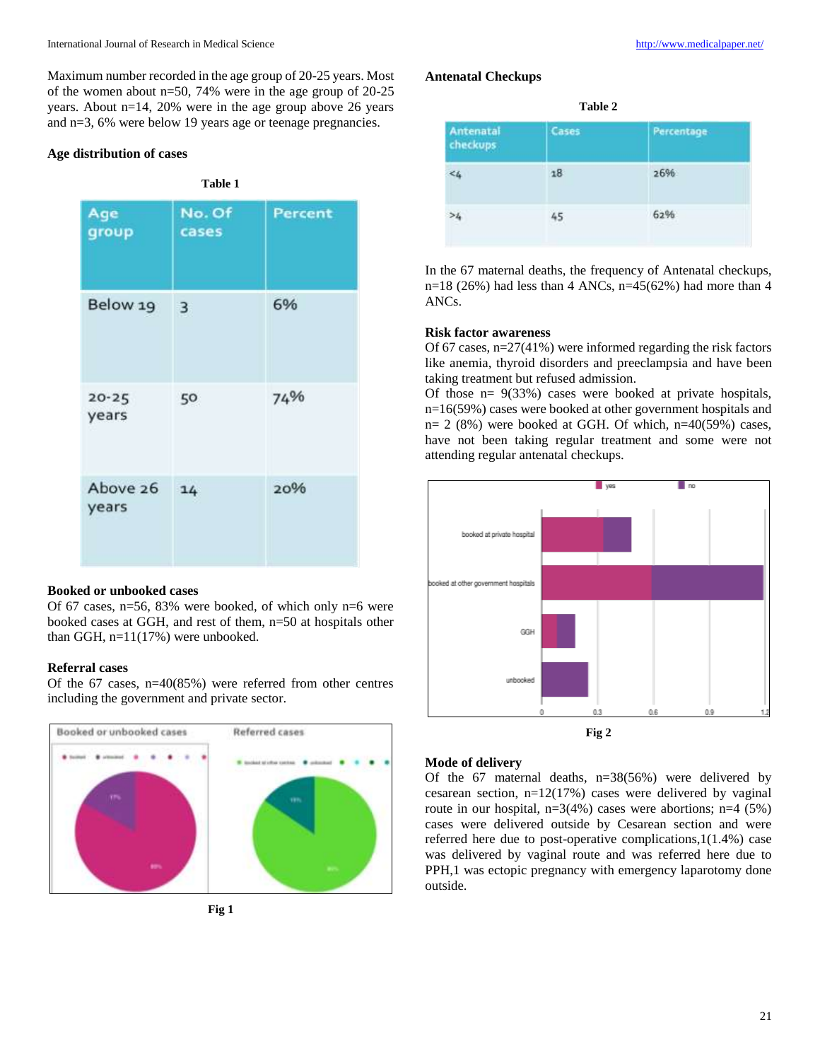Maximum number recorded in the age group of 20-25 years. Most of the women about n=50, 74% were in the age group of 20-25 years. About n=14, 20% were in the age group above 26 years and n=3, 6% were below 19 years age or teenage pregnancies.

### Age distribution of cases

**Table 1**

| Age group | No. Of cases | Percent |
|---|---|---|
| Below 19 | 3 | 6% |
| 20-25 years | 50 | 74% |
| Above 26 years | 14 | 20% |

### Booked or unbooked cases

Of 67 cases, n=56, 83% were booked, of which only n=6 were booked cases at GGH, and rest of them, n=50 at hospitals other than GGH, n=11(17%) were unbooked.

### Referral cases

Of the 67 cases, n=40(85%) were referred from other centres including the government and private sector.

**Fig 1**

### Antenatal Checkups

**Table 2**

| Antenatal checkups | Cases | Percentage |
|---|---|---|
| <4 | 18 | 26% |
| >4 | 45 | 62% |

In the 67 maternal deaths, the frequency of Antenatal checkups, n=18 (26%) had less than 4 ANCs, n=45(62%) had more than 4 ANCs.

### Risk factor awareness

Of 67 cases, n=27(41%) were informed regarding the risk factors like anemia, thyroid disorders and preeclampsia and have been taking treatment but refused admission.

Of those n= 9(33%) cases were booked at private hospitals, n=16(59%) cases were booked at other government hospitals and n= 2 (8%) were booked at GGH. Of which, n=40(59%) cases, have not been taking regular treatment and some were not attending regular antenatal checkups.

**Fig 2**

### Mode of delivery

Of the 67 maternal deaths, n=38(56%) were delivered by cesarean section, n=12(17%) cases were delivered by vaginal route in our hospital, n=3(4%) cases were abortions; n=4 (5%) cases were delivered outside by Cesarean section and were referred here due to post-operative complications,1(1.4%) case was delivered by vaginal route and was referred here due to PPH,1 was ectopic pregnancy with emergency laparotomy done outside.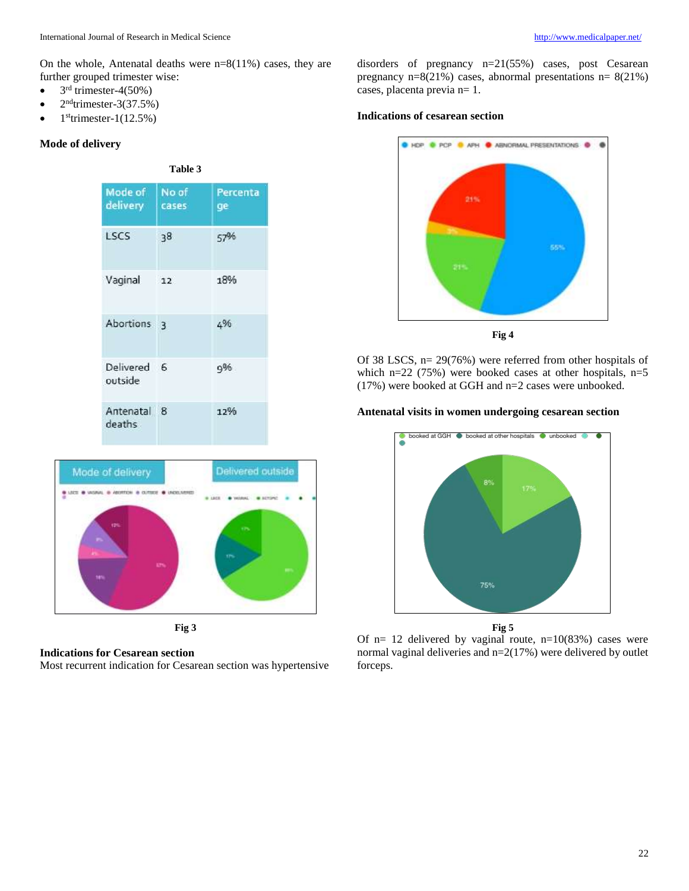On the whole, Antenatal deaths were n=8(11%) cases, they are further grouped trimester wise:

- 3rd trimester-4(50%)
- 2nd trimester-3(37.5%)
- 1st trimester-1(12.5%)

**Mode of delivery**

**Table 3**

| Mode of delivery | No of cases | Percentage |
|---|---|---|
| LSCS | 38 | 57% |
| Vaginal | 12 | 18% |
| Abortions | 3 | 4% |
| Delivered outside | 6 | 9% |
| Antenatal deaths | 8 | 12% |

**Fig 3**

**Indications for Cesarean section**

Most recurrent indication for Cesarean section was hypertensive disorders of pregnancy n=21(55%) cases, post Cesarean pregnancy n=8(21%) cases, abnormal presentations n= 8(21%) cases, placenta previa n= 1.

**Indications of cesarean section**

**Fig 4**

Of 38 LSCS, n= 29(76%) were referred from other hospitals of which n=22 (75%) were booked cases at other hospitals, n=5 (17%) were booked at GGH and n=2 cases were unbooked.

**Antenatal visits in women undergoing cesarean section**

**Fig 5**

Of n= 12 delivered by vaginal route, n=10(83%) cases were normal vaginal deliveries and n=2(17%) were delivered by outlet forceps.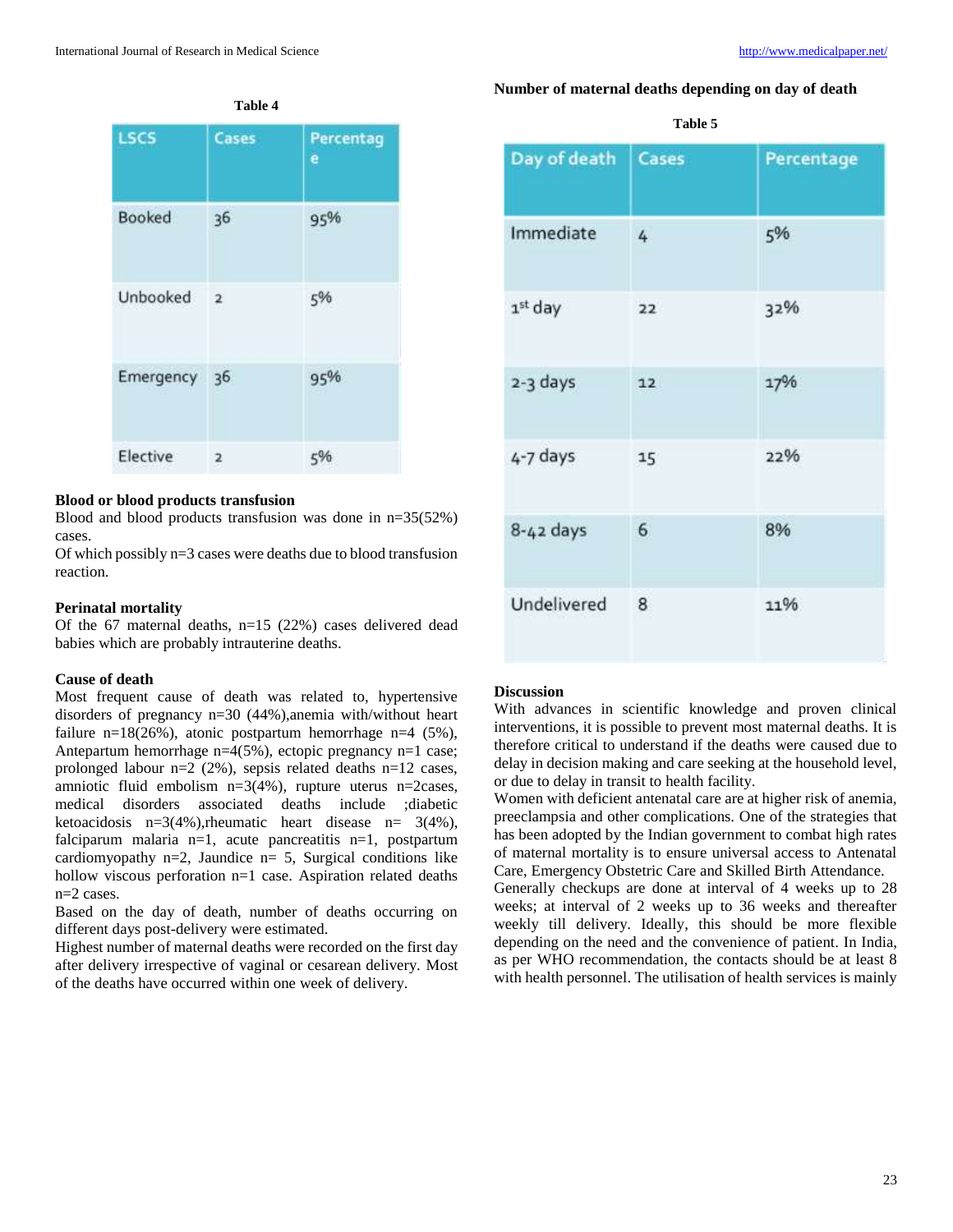**Table 4**

| LSCS | Cases | Percentage |
|---|---|---|
| Booked | 36 | 95% |
| Unbooked | 2 | 5% |
| Emergency | 36 | 95% |
| Elective | 2 | 5% |

### Blood or blood products transfusion

Blood and blood products transfusion was done in n=35(52%) cases.

Of which possibly n=3 cases were deaths due to blood transfusion reaction.

### Perinatal mortality

Of the 67 maternal deaths, n=15 (22%) cases delivered dead babies which are probably intrauterine deaths.

### Cause of death

Most frequent cause of death was related to, hypertensive disorders of pregnancy n=30 (44%),anemia with/without heart failure n=18(26%), atonic postpartum hemorrhage n=4 (5%), Antepartum hemorrhage n=4(5%), ectopic pregnancy n=1 case; prolonged labour n=2 (2%), sepsis related deaths n=12 cases, amniotic fluid embolism n=3(4%), rupture uterus n=2cases, medical disorders associated deaths include ;diabetic ketoacidosis n=3(4%),rheumatic heart disease n= 3(4%), falciparum malaria n=1, acute pancreatitis n=1, postpartum cardiomyopathy n=2, Jaundice n= 5, Surgical conditions like hollow viscous perforation n=1 case. Aspiration related deaths n=2 cases.

Based on the day of death, number of deaths occurring on different days post-delivery were estimated.

Highest number of maternal deaths were recorded on the first day after delivery irrespective of vaginal or cesarean delivery. Most of the deaths have occurred within one week of delivery.

### Number of maternal deaths depending on day of death

**Table 5**

| Day of death | Cases | Percentage |
|---|---|---|
| Immediate | 4 | 5% |
| 1st day | 22 | 32% |
| 2-3 days | 12 | 17% |
| 4-7 days | 15 | 22% |
| 8-42 days | 6 | 8% |
| Undelivered | 8 | 11% |

### Discussion

With advances in scientific knowledge and proven clinical interventions, it is possible to prevent most maternal deaths. It is therefore critical to understand if the deaths were caused due to delay in decision making and care seeking at the household level, or due to delay in transit to health facility.

Women with deficient antenatal care are at higher risk of anemia, preeclampsia and other complications. One of the strategies that has been adopted by the Indian government to combat high rates of maternal mortality is to ensure universal access to Antenatal Care, Emergency Obstetric Care and Skilled Birth Attendance.

Generally checkups are done at interval of 4 weeks up to 28 weeks; at interval of 2 weeks up to 36 weeks and thereafter weekly till delivery. Ideally, this should be more flexible depending on the need and the convenience of patient. In India, as per WHO recommendation, the contacts should be at least 8 with health personnel. The utilisation of health services is mainly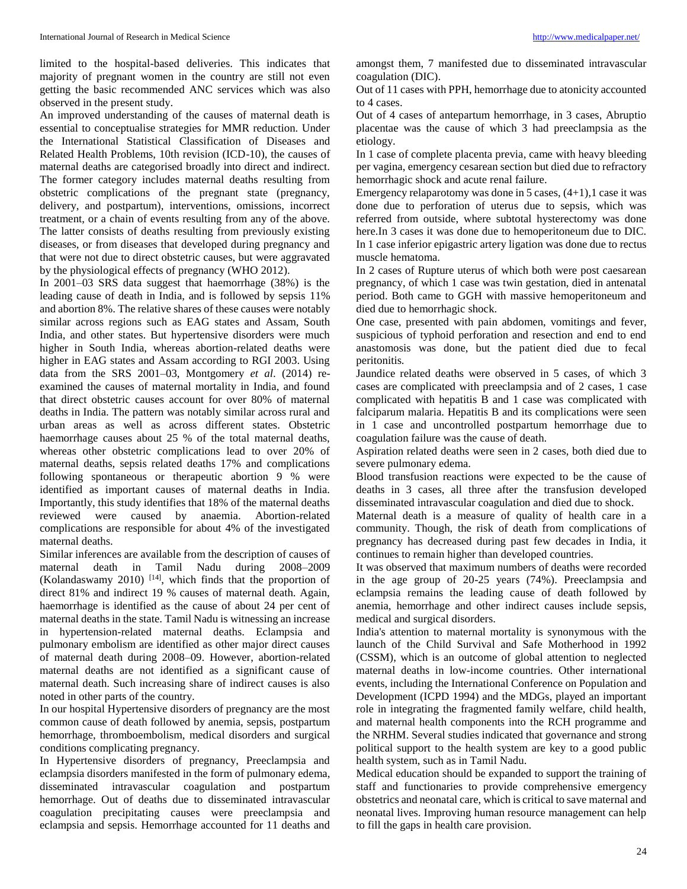limited to the hospital-based deliveries. This indicates that majority of pregnant women in the country are still not even getting the basic recommended ANC services which was also observed in the present study.

An improved understanding of the causes of maternal death is essential to conceptualise strategies for MMR reduction. Under the International Statistical Classification of Diseases and Related Health Problems, 10th revision (ICD-10), the causes of maternal deaths are categorised broadly into direct and indirect. The former category includes maternal deaths resulting from obstetric complications of the pregnant state (pregnancy, delivery, and postpartum), interventions, omissions, incorrect treatment, or a chain of events resulting from any of the above. The latter consists of deaths resulting from previously existing diseases, or from diseases that developed during pregnancy and that were not due to direct obstetric causes, but were aggravated by the physiological effects of pregnancy (WHO 2012).

In 2001–03 SRS data suggest that haemorrhage (38%) is the leading cause of death in India, and is followed by sepsis 11% and abortion 8%. The relative shares of these causes were notably similar across regions such as EAG states and Assam, South India, and other states. But hypertensive disorders were much higher in South India, whereas abortion-related deaths were higher in EAG states and Assam according to RGI 2003. Using data from the SRS 2001–03, Montgomery *et al*. (2014) re-examined the causes of maternal mortality in India, and found that direct obstetric causes account for over 80% of maternal deaths in India. The pattern was notably similar across rural and urban areas as well as across different states. Obstetric haemorrhage causes about 25 % of the total maternal deaths, whereas other obstetric complications lead to over 20% of maternal deaths, sepsis related deaths 17% and complications following spontaneous or therapeutic abortion 9 % were identified as important causes of maternal deaths in India. Importantly, this study identifies that 18% of the maternal deaths reviewed were caused by anaemia. Abortion-related complications are responsible for about 4% of the investigated maternal deaths.

Similar inferences are available from the description of causes of maternal death in Tamil Nadu during 2008–2009 (Kolandaswamy 2010) [14], which finds that the proportion of direct 81% and indirect 19 % causes of maternal death. Again, haemorrhage is identified as the cause of about 24 per cent of maternal deaths in the state. Tamil Nadu is witnessing an increase in hypertension-related maternal deaths. Eclampsia and pulmonary embolism are identified as other major direct causes of maternal death during 2008–09. However, abortion-related maternal deaths are not identified as a significant cause of maternal death. Such increasing share of indirect causes is also noted in other parts of the country.

In our hospital Hypertensive disorders of pregnancy are the most common cause of death followed by anemia, sepsis, postpartum hemorrhage, thromboembolism, medical disorders and surgical conditions complicating pregnancy.

In Hypertensive disorders of pregnancy, Preeclampsia and eclampsia disorders manifested in the form of pulmonary edema, disseminated intravascular coagulation and postpartum hemorrhage. Out of deaths due to disseminated intravascular coagulation precipitating causes were preeclampsia and eclampsia and sepsis. Hemorrhage accounted for 11 deaths and amongst them, 7 manifested due to disseminated intravascular coagulation (DIC).

Out of 11 cases with PPH, hemorrhage due to atonicity accounted to 4 cases.

Out of 4 cases of antepartum hemorrhage, in 3 cases, Abruptio placentae was the cause of which 3 had preeclampsia as the etiology.

In 1 case of complete placenta previa, came with heavy bleeding per vagina, emergency cesarean section but died due to refractory hemorrhagic shock and acute renal failure.

Emergency relaparotomy was done in 5 cases, (4+1),1 case it was done due to perforation of uterus due to sepsis, which was referred from outside, where subtotal hysterectomy was done here.In 3 cases it was done due to hemoperitoneum due to DIC. In 1 case inferior epigastric artery ligation was done due to rectus muscle hematoma.

In 2 cases of Rupture uterus of which both were post caesarean pregnancy, of which 1 case was twin gestation, died in antenatal period. Both came to GGH with massive hemoperitoneum and died due to hemorrhagic shock.

One case, presented with pain abdomen, vomitings and fever, suspicious of typhoid perforation and resection and end to end anastomosis was done, but the patient died due to fecal peritonitis.

Jaundice related deaths were observed in 5 cases, of which 3 cases are complicated with preeclampsia and of 2 cases, 1 case complicated with hepatitis B and 1 case was complicated with falciparum malaria. Hepatitis B and its complications were seen in 1 case and uncontrolled postpartum hemorrhage due to coagulation failure was the cause of death.

Aspiration related deaths were seen in 2 cases, both died due to severe pulmonary edema.

Blood transfusion reactions were expected to be the cause of deaths in 3 cases, all three after the transfusion developed disseminated intravascular coagulation and died due to shock.

Maternal death is a measure of quality of health care in a community. Though, the risk of death from complications of pregnancy has decreased during past few decades in India, it continues to remain higher than developed countries.

It was observed that maximum numbers of deaths were recorded in the age group of 20-25 years (74%). Preeclampsia and eclampsia remains the leading cause of death followed by anemia, hemorrhage and other indirect causes include sepsis, medical and surgical disorders.

India's attention to maternal mortality is synonymous with the launch of the Child Survival and Safe Motherhood in 1992 (CSSM), which is an outcome of global attention to neglected maternal deaths in low-income countries. Other international events, including the International Conference on Population and Development (ICPD 1994) and the MDGs, played an important role in integrating the fragmented family welfare, child health, and maternal health components into the RCH programme and the NRHM. Several studies indicated that governance and strong political support to the health system are key to a good public health system, such as in Tamil Nadu.

Medical education should be expanded to support the training of staff and functionaries to provide comprehensive emergency obstetrics and neonatal care, which is critical to save maternal and neonatal lives. Improving human resource management can help to fill the gaps in health care provision.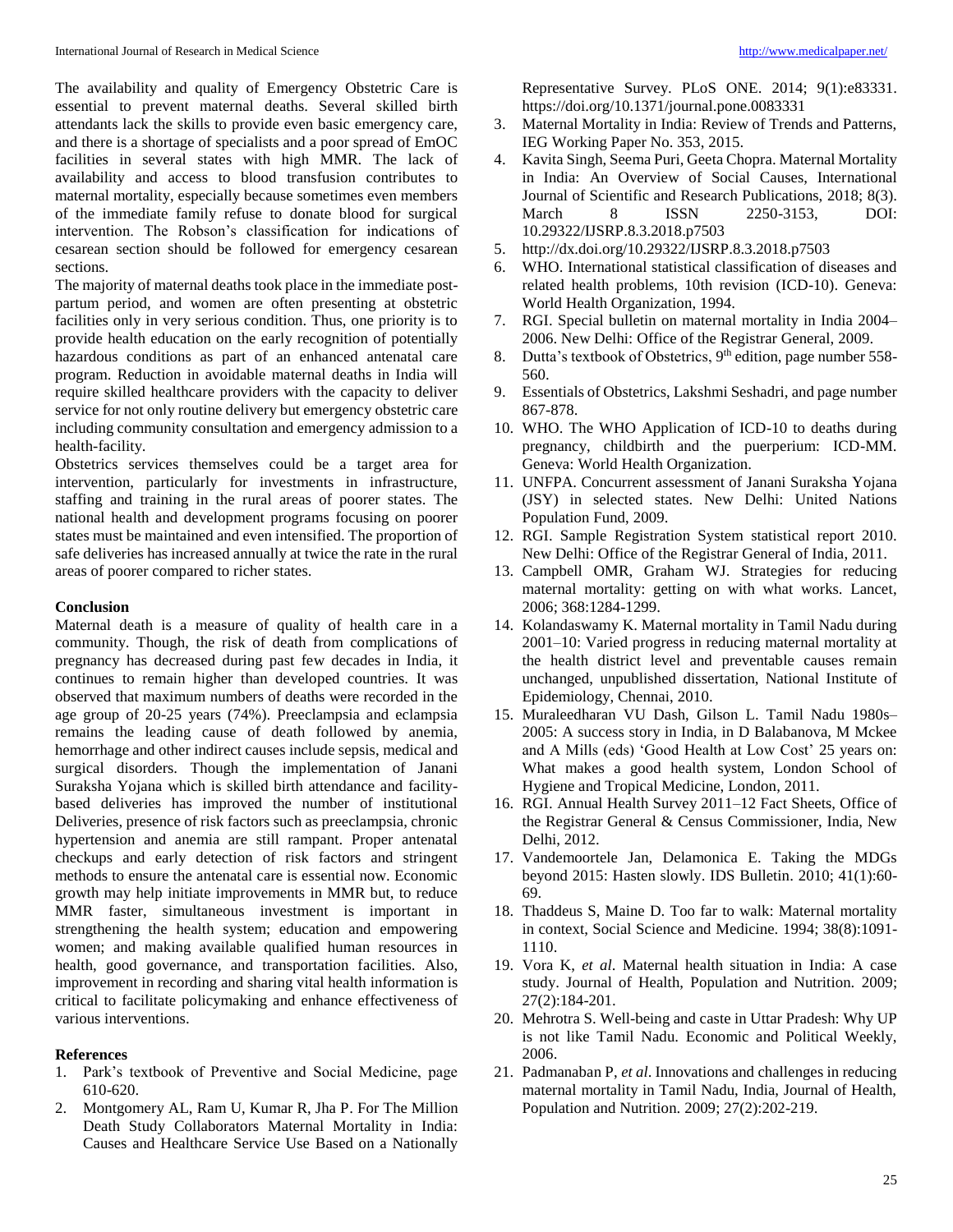The availability and quality of Emergency Obstetric Care is essential to prevent maternal deaths. Several skilled birth attendants lack the skills to provide even basic emergency care, and there is a shortage of specialists and a poor spread of EmOC facilities in several states with high MMR. The lack of availability and access to blood transfusion contributes to maternal mortality, especially because sometimes even members of the immediate family refuse to donate blood for surgical intervention. The Robson's classification for indications of cesarean section should be followed for emergency cesarean sections.

The majority of maternal deaths took place in the immediate post-partum period, and women are often presenting at obstetric facilities only in very serious condition. Thus, one priority is to provide health education on the early recognition of potentially hazardous conditions as part of an enhanced antenatal care program. Reduction in avoidable maternal deaths in India will require skilled healthcare providers with the capacity to deliver service for not only routine delivery but emergency obstetric care including community consultation and emergency admission to a health-facility.

Obstetrics services themselves could be a target area for intervention, particularly for investments in infrastructure, staffing and training in the rural areas of poorer states. The national health and development programs focusing on poorer states must be maintained and even intensified. The proportion of safe deliveries has increased annually at twice the rate in the rural areas of poorer compared to richer states.

## Conclusion

Maternal death is a measure of quality of health care in a community. Though, the risk of death from complications of pregnancy has decreased during past few decades in India, it continues to remain higher than developed countries. It was observed that maximum numbers of deaths were recorded in the age group of 20-25 years (74%). Preeclampsia and eclampsia remains the leading cause of death followed by anemia, hemorrhage and other indirect causes include sepsis, medical and surgical disorders. Though the implementation of Janani Suraksha Yojana which is skilled birth attendance and facility-based deliveries has improved the number of institutional Deliveries, presence of risk factors such as preeclampsia, chronic hypertension and anemia are still rampant. Proper antenatal checkups and early detection of risk factors and stringent methods to ensure the antenatal care is essential now. Economic growth may help initiate improvements in MMR but, to reduce MMR faster, simultaneous investment is important in strengthening the health system; education and empowering women; and making available qualified human resources in health, good governance, and transportation facilities. Also, improvement in recording and sharing vital health information is critical to facilitate policymaking and enhance effectiveness of various interventions.

## References

1. Park's textbook of Preventive and Social Medicine, page 610-620.
2. Montgomery AL, Ram U, Kumar R, Jha P. For The Million Death Study Collaborators Maternal Mortality in India: Causes and Healthcare Service Use Based on a Nationally Representative Survey. PLoS ONE. 2014; 9(1):e83331. https://doi.org/10.1371/journal.pone.0083331
3. Maternal Mortality in India: Review of Trends and Patterns, IEG Working Paper No. 353, 2015.
4. Kavita Singh, Seema Puri, Geeta Chopra. Maternal Mortality in India: An Overview of Social Causes, International Journal of Scientific and Research Publications, 2018; 8(3). March 8 ISSN 2250-3153, DOI: 10.29322/IJSRP.8.3.2018.p7503
5. http://dx.doi.org/10.29322/IJSRP.8.3.2018.p7503
6. WHO. International statistical classification of diseases and related health problems, 10th revision (ICD-10). Geneva: World Health Organization, 1994.
7. RGI. Special bulletin on maternal mortality in India 2004–2006. New Delhi: Office of the Registrar General, 2009.
8. Dutta's textbook of Obstetrics, 9th edition, page number 558-560.
9. Essentials of Obstetrics, Lakshmi Seshadri, and page number 867-878.
10. WHO. The WHO Application of ICD-10 to deaths during pregnancy, childbirth and the puerperium: ICD-MM. Geneva: World Health Organization.
11. UNFPA. Concurrent assessment of Janani Suraksha Yojana (JSY) in selected states. New Delhi: United Nations Population Fund, 2009.
12. RGI. Sample Registration System statistical report 2010. New Delhi: Office of the Registrar General of India, 2011.
13. Campbell OMR, Graham WJ. Strategies for reducing maternal mortality: getting on with what works. Lancet, 2006; 368:1284-1299.
14. Kolandaswamy K. Maternal mortality in Tamil Nadu during 2001–10: Varied progress in reducing maternal mortality at the health district level and preventable causes remain unchanged, unpublished dissertation, National Institute of Epidemiology, Chennai, 2010.
15. Muraleedharan VU Dash, Gilson L. Tamil Nadu 1980s–2005: A success story in India, in D Balabanova, M Mckee and A Mills (eds) 'Good Health at Low Cost' 25 years on: What makes a good health system, London School of Hygiene and Tropical Medicine, London, 2011.
16. RGI. Annual Health Survey 2011–12 Fact Sheets, Office of the Registrar General & Census Commissioner, India, New Delhi, 2012.
17. Vandemoortele Jan, Delamonica E. Taking the MDGs beyond 2015: Hasten slowly. IDS Bulletin. 2010; 41(1):60-69.
18. Thaddeus S, Maine D. Too far to walk: Maternal mortality in context, Social Science and Medicine. 1994; 38(8):1091-1110.
19. Vora K, *et al*. Maternal health situation in India: A case study. Journal of Health, Population and Nutrition. 2009; 27(2):184-201.
20. Mehrotra S. Well-being and caste in Uttar Pradesh: Why UP is not like Tamil Nadu. Economic and Political Weekly, 2006.
21. Padmanaban P, *et al*. Innovations and challenges in reducing maternal mortality in Tamil Nadu, India, Journal of Health, Population and Nutrition. 2009; 27(2):202-219.